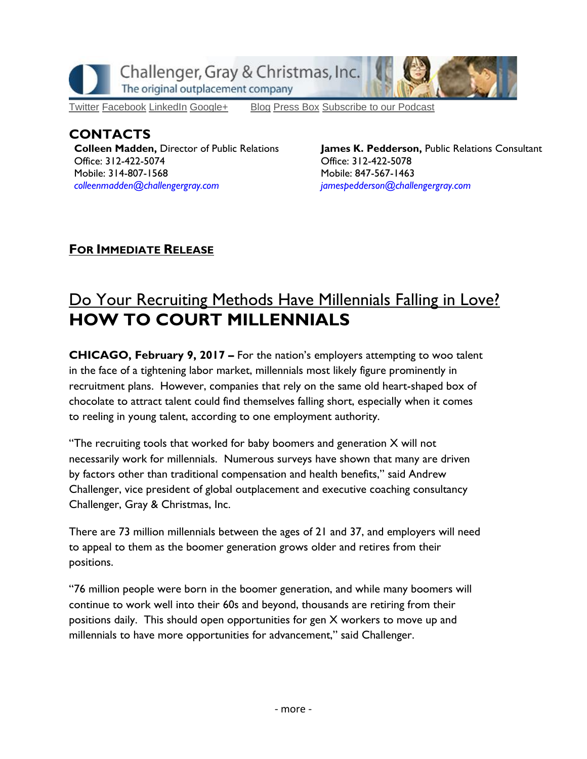Challenger, Gray & Christmas, Inc.
The original outplacement company

Twitter Facebook LinkedIn Google+    Blog Press Box Subscribe to our Podcast

## CONTACTS

**Colleen Madden,** Director of Public Relations
Office: 312-422-5074
Mobile: 314-807-1568
*colleenmadden@challengergray.com*

**James K. Pedderson,** Public Relations Consultant
Office: 312-422-5078
Mobile: 847-567-1463
*jamespedderson@challengergray.com*

**FOR IMMEDIATE RELEASE**

# Do Your Recruiting Methods Have Millennials Falling in Love?
# HOW TO COURT MILLENNIALS

**CHICAGO, February 9, 2017 –** For the nation's employers attempting to woo talent in the face of a tightening labor market, millennials most likely figure prominently in recruitment plans. However, companies that rely on the same old heart-shaped box of chocolate to attract talent could find themselves falling short, especially when it comes to reeling in young talent, according to one employment authority.

"The recruiting tools that worked for baby boomers and generation X will not necessarily work for millennials. Numerous surveys have shown that many are driven by factors other than traditional compensation and health benefits," said Andrew Challenger, vice president of global outplacement and executive coaching consultancy Challenger, Gray & Christmas, Inc.

There are 73 million millennials between the ages of 21 and 37, and employers will need to appeal to them as the boomer generation grows older and retires from their positions.

"76 million people were born in the boomer generation, and while many boomers will continue to work well into their 60s and beyond, thousands are retiring from their positions daily. This should open opportunities for gen X workers to move up and millennials to have more opportunities for advancement," said Challenger.

\- more -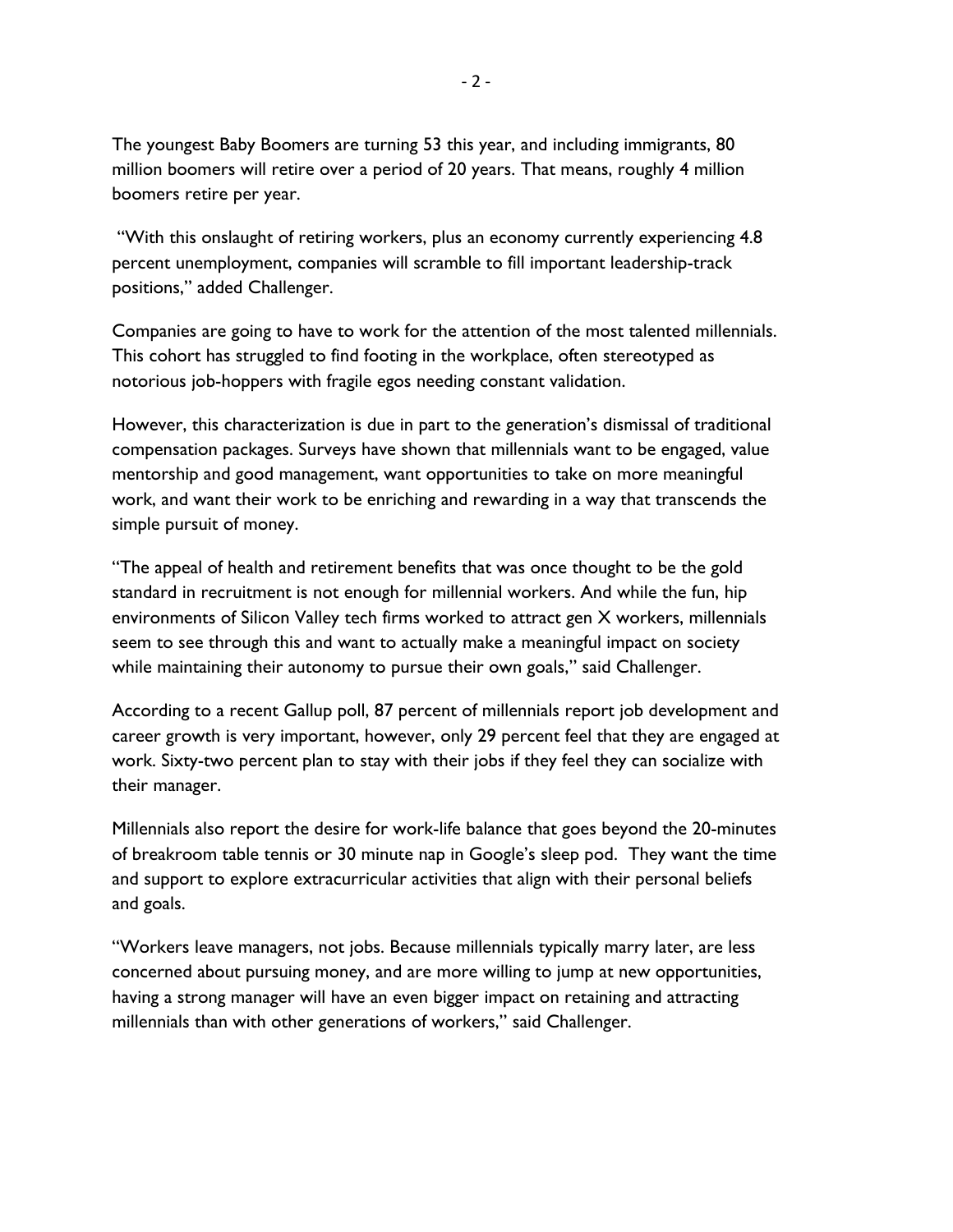The youngest Baby Boomers are turning 53 this year, and including immigrants, 80 million boomers will retire over a period of 20 years. That means, roughly 4 million boomers retire per year.

"With this onslaught of retiring workers, plus an economy currently experiencing 4.8 percent unemployment, companies will scramble to fill important leadership-track positions," added Challenger.

Companies are going to have to work for the attention of the most talented millennials. This cohort has struggled to find footing in the workplace, often stereotyped as notorious job-hoppers with fragile egos needing constant validation.

However, this characterization is due in part to the generation's dismissal of traditional compensation packages. Surveys have shown that millennials want to be engaged, value mentorship and good management, want opportunities to take on more meaningful work, and want their work to be enriching and rewarding in a way that transcends the simple pursuit of money.

"The appeal of health and retirement benefits that was once thought to be the gold standard in recruitment is not enough for millennial workers. And while the fun, hip environments of Silicon Valley tech firms worked to attract gen X workers, millennials seem to see through this and want to actually make a meaningful impact on society while maintaining their autonomy to pursue their own goals," said Challenger.

According to a recent Gallup poll, 87 percent of millennials report job development and career growth is very important, however, only 29 percent feel that they are engaged at work. Sixty-two percent plan to stay with their jobs if they feel they can socialize with their manager.

Millennials also report the desire for work-life balance that goes beyond the 20-minutes of breakroom table tennis or 30 minute nap in Google's sleep pod. They want the time and support to explore extracurricular activities that align with their personal beliefs and goals.

"Workers leave managers, not jobs. Because millennials typically marry later, are less concerned about pursuing money, and are more willing to jump at new opportunities, having a strong manager will have an even bigger impact on retaining and attracting millennials than with other generations of workers," said Challenger.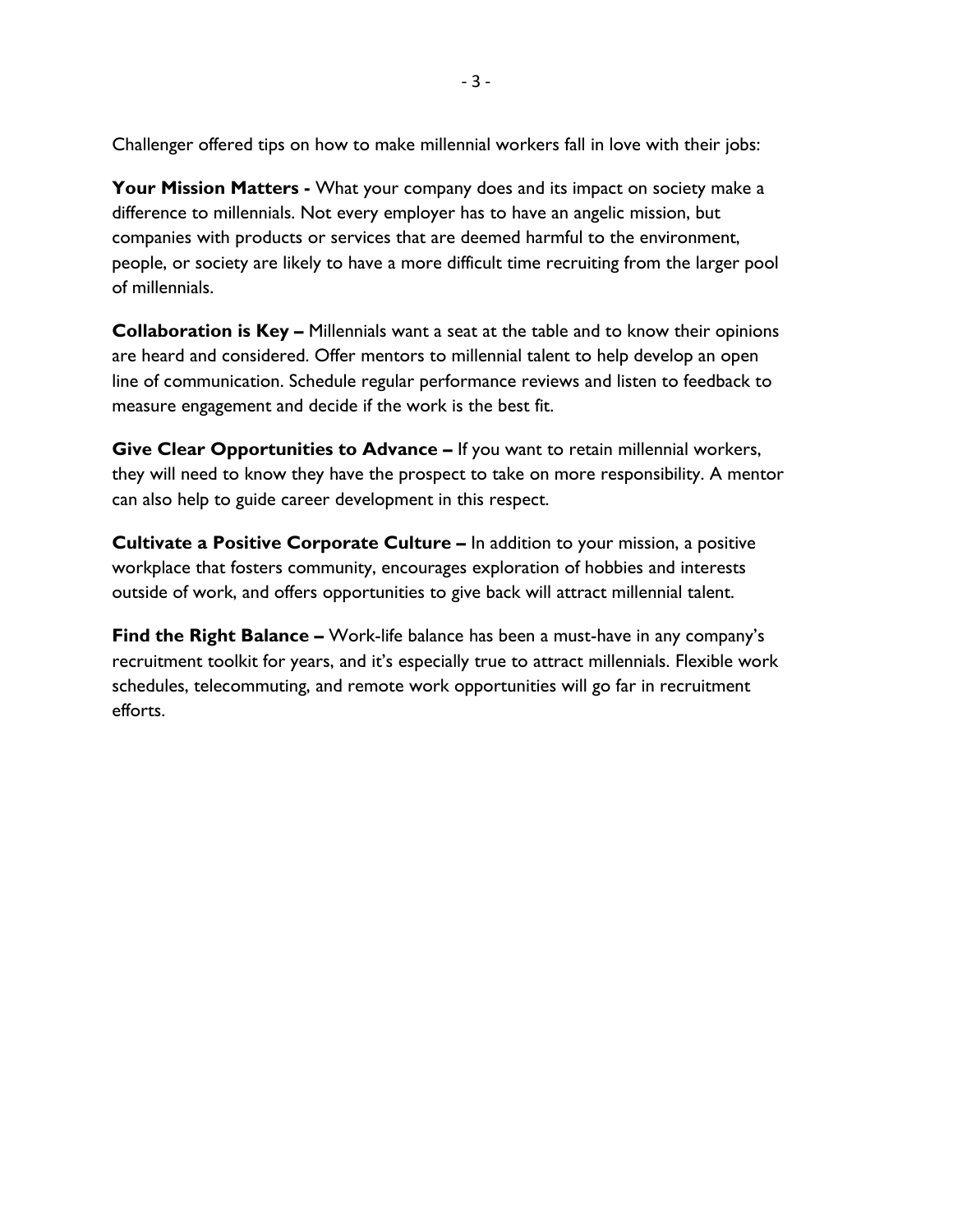Challenger offered tips on how to make millennial workers fall in love with their jobs:

**Your Mission Matters -** What your company does and its impact on society make a difference to millennials. Not every employer has to have an angelic mission, but companies with products or services that are deemed harmful to the environment, people, or society are likely to have a more difficult time recruiting from the larger pool of millennials.

**Collaboration is Key –** Millennials want a seat at the table and to know their opinions are heard and considered. Offer mentors to millennial talent to help develop an open line of communication. Schedule regular performance reviews and listen to feedback to measure engagement and decide if the work is the best fit.

**Give Clear Opportunities to Advance –** If you want to retain millennial workers, they will need to know they have the prospect to take on more responsibility. A mentor can also help to guide career development in this respect.

**Cultivate a Positive Corporate Culture –** In addition to your mission, a positive workplace that fosters community, encourages exploration of hobbies and interests outside of work, and offers opportunities to give back will attract millennial talent.

**Find the Right Balance –** Work-life balance has been a must-have in any company's recruitment toolkit for years, and it's especially true to attract millennials. Flexible work schedules, telecommuting, and remote work opportunities will go far in recruitment efforts.